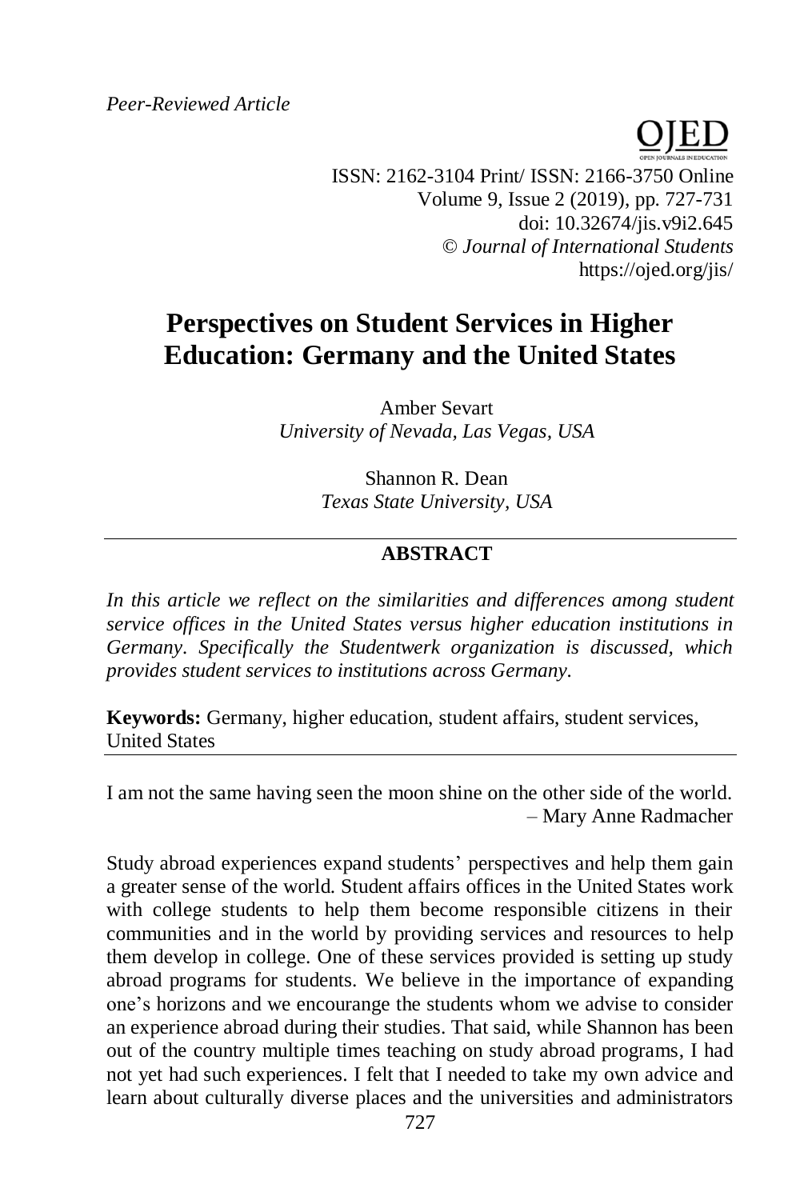*Peer-Reviewed Article*

ISSN: 2162-3104 Print/ ISSN: 2166-3750 Online
Volume 9, Issue 2 (2019), pp. 727-731
doi: 10.32674/jis.v9i2.645
© *Journal of International Students*
https://ojed.org/jis/

# Perspectives on Student Services in Higher Education: Germany and the United States

Amber Sevart
*University of Nevada, Las Vegas, USA*

Shannon R. Dean
*Texas State University, USA*

## ABSTRACT

*In this article we reflect on the similarities and differences among student service offices in the United States versus higher education institutions in Germany. Specifically the Studentwerk organization is discussed, which provides student services to institutions across Germany.*

**Keywords:** Germany, higher education, student affairs, student services, United States

I am not the same having seen the moon shine on the other side of the world.
– Mary Anne Radmacher

Study abroad experiences expand students' perspectives and help them gain a greater sense of the world. Student affairs offices in the United States work with college students to help them become responsible citizens in their communities and in the world by providing services and resources to help them develop in college. One of these services provided is setting up study abroad programs for students. We believe in the importance of expanding one's horizons and we encourange the students whom we advise to consider an experience abroad during their studies. That said, while Shannon has been out of the country multiple times teaching on study abroad programs, I had not yet had such experiences. I felt that I needed to take my own advice and learn about culturally diverse places and the universities and administrators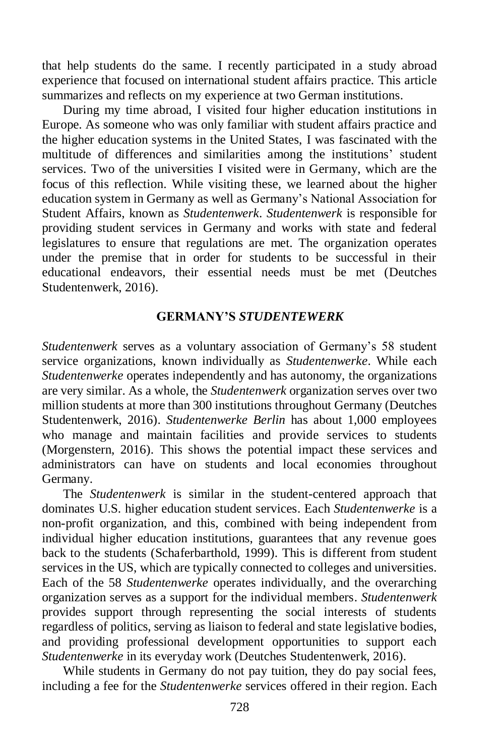that help students do the same. I recently participated in a study abroad experience that focused on international student affairs practice. This article summarizes and reflects on my experience at two German institutions.

During my time abroad, I visited four higher education institutions in Europe. As someone who was only familiar with student affairs practice and the higher education systems in the United States, I was fascinated with the multitude of differences and similarities among the institutions' student services. Two of the universities I visited were in Germany, which are the focus of this reflection. While visiting these, we learned about the higher education system in Germany as well as Germany's National Association for Student Affairs, known as *Studentenwerk*. *Studentenwerk* is responsible for providing student services in Germany and works with state and federal legislatures to ensure that regulations are met. The organization operates under the premise that in order for students to be successful in their educational endeavors, their essential needs must be met (Deutches Studentenwerk, 2016).

## GERMANY'S *STUDENTEWERK*

*Studentenwerk* serves as a voluntary association of Germany's 58 student service organizations, known individually as *Studentenwerke*. While each *Studentenwerke* operates independently and has autonomy, the organizations are very similar. As a whole, the *Studentenwerk* organization serves over two million students at more than 300 institutions throughout Germany (Deutches Studentenwerk, 2016). *Studentenwerke Berlin* has about 1,000 employees who manage and maintain facilities and provide services to students (Morgenstern, 2016). This shows the potential impact these services and administrators can have on students and local economies throughout Germany.

The *Studentenwerk* is similar in the student-centered approach that dominates U.S. higher education student services. Each *Studentenwerke* is a non-profit organization, and this, combined with being independent from individual higher education institutions, guarantees that any revenue goes back to the students (Schaferbarthold, 1999). This is different from student services in the US, which are typically connected to colleges and universities. Each of the 58 *Studentenwerke* operates individually, and the overarching organization serves as a support for the individual members. *Studentenwerk* provides support through representing the social interests of students regardless of politics, serving as liaison to federal and state legislative bodies, and providing professional development opportunities to support each *Studentenwerke* in its everyday work (Deutches Studentenwerk, 2016).

While students in Germany do not pay tuition, they do pay social fees, including a fee for the *Studentenwerke* services offered in their region. Each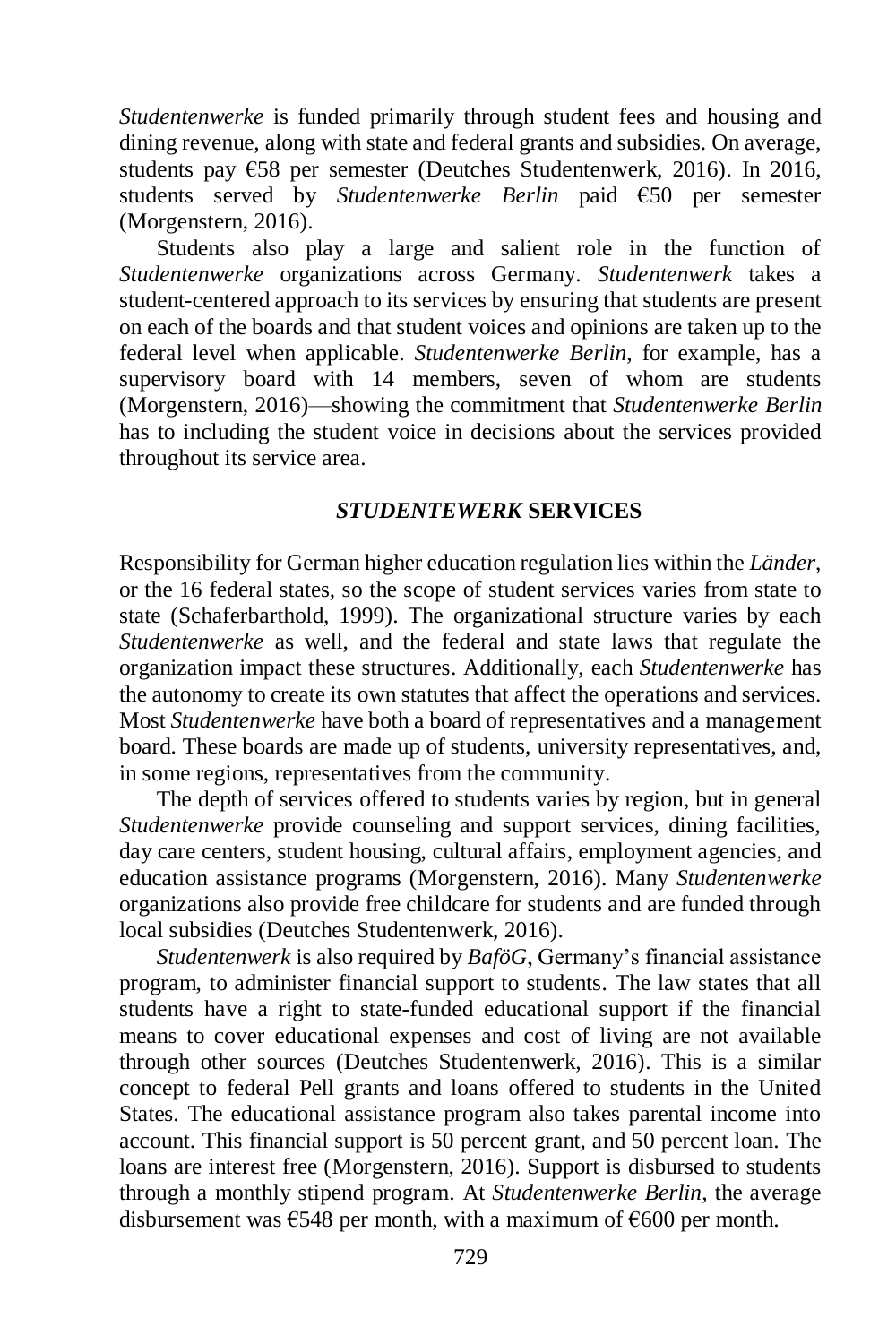*Studentenwerke* is funded primarily through student fees and housing and dining revenue, along with state and federal grants and subsidies. On average, students pay €58 per semester (Deutches Studentenwerk, 2016). In 2016, students served by *Studentenwerke Berlin* paid €50 per semester (Morgenstern, 2016).

Students also play a large and salient role in the function of *Studentenwerke* organizations across Germany. *Studentenwerk* takes a student-centered approach to its services by ensuring that students are present on each of the boards and that student voices and opinions are taken up to the federal level when applicable. *Studentenwerke Berlin*, for example, has a supervisory board with 14 members, seven of whom are students (Morgenstern, 2016)—showing the commitment that *Studentenwerke Berlin* has to including the student voice in decisions about the services provided throughout its service area.

## *STUDENTEWERK* SERVICES

Responsibility for German higher education regulation lies within the *Länder*, or the 16 federal states, so the scope of student services varies from state to state (Schaferbarthold, 1999). The organizational structure varies by each *Studentenwerke* as well, and the federal and state laws that regulate the organization impact these structures. Additionally, each *Studentenwerke* has the autonomy to create its own statutes that affect the operations and services. Most *Studentenwerke* have both a board of representatives and a management board. These boards are made up of students, university representatives, and, in some regions, representatives from the community.

The depth of services offered to students varies by region, but in general *Studentenwerke* provide counseling and support services, dining facilities, day care centers, student housing, cultural affairs, employment agencies, and education assistance programs (Morgenstern, 2016). Many *Studentenwerke* organizations also provide free childcare for students and are funded through local subsidies (Deutches Studentenwerk, 2016).

*Studentenwerk* is also required by *BaföG*, Germany's financial assistance program, to administer financial support to students. The law states that all students have a right to state-funded educational support if the financial means to cover educational expenses and cost of living are not available through other sources (Deutches Studentenwerk, 2016). This is a similar concept to federal Pell grants and loans offered to students in the United States. The educational assistance program also takes parental income into account. This financial support is 50 percent grant, and 50 percent loan. The loans are interest free (Morgenstern, 2016). Support is disbursed to students through a monthly stipend program. At *Studentenwerke Berlin*, the average disbursement was €548 per month, with a maximum of €600 per month.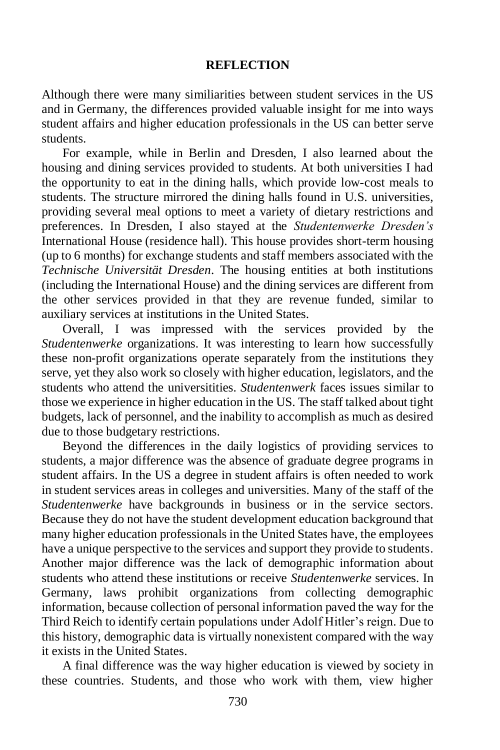## REFLECTION

Although there were many similiarities between student services in the US and in Germany, the differences provided valuable insight for me into ways student affairs and higher education professionals in the US can better serve students.

For example, while in Berlin and Dresden, I also learned about the housing and dining services provided to students. At both universities I had the opportunity to eat in the dining halls, which provide low-cost meals to students. The structure mirrored the dining halls found in U.S. universities, providing several meal options to meet a variety of dietary restrictions and preferences. In Dresden, I also stayed at the *Studentenwerke Dresden's* International House (residence hall). This house provides short-term housing (up to 6 months) for exchange students and staff members associated with the *Technische Universität Dresden*. The housing entities at both institutions (including the International House) and the dining services are different from the other services provided in that they are revenue funded, similar to auxiliary services at institutions in the United States.

Overall, I was impressed with the services provided by the *Studentenwerke* organizations. It was interesting to learn how successfully these non-profit organizations operate separately from the institutions they serve, yet they also work so closely with higher education, legislators, and the students who attend the universitities. *Studentenwerk* faces issues similar to those we experience in higher education in the US. The staff talked about tight budgets, lack of personnel, and the inability to accomplish as much as desired due to those budgetary restrictions.

Beyond the differences in the daily logistics of providing services to students, a major difference was the absence of graduate degree programs in student affairs. In the US a degree in student affairs is often needed to work in student services areas in colleges and universities. Many of the staff of the *Studentenwerke* have backgrounds in business or in the service sectors. Because they do not have the student development education background that many higher education professionals in the United States have, the employees have a unique perspective to the services and support they provide to students. Another major difference was the lack of demographic information about students who attend these institutions or receive *Studentenwerke* services. In Germany, laws prohibit organizations from collecting demographic information, because collection of personal information paved the way for the Third Reich to identify certain populations under Adolf Hitler's reign. Due to this history, demographic data is virtually nonexistent compared with the way it exists in the United States.

A final difference was the way higher education is viewed by society in these countries. Students, and those who work with them, view higher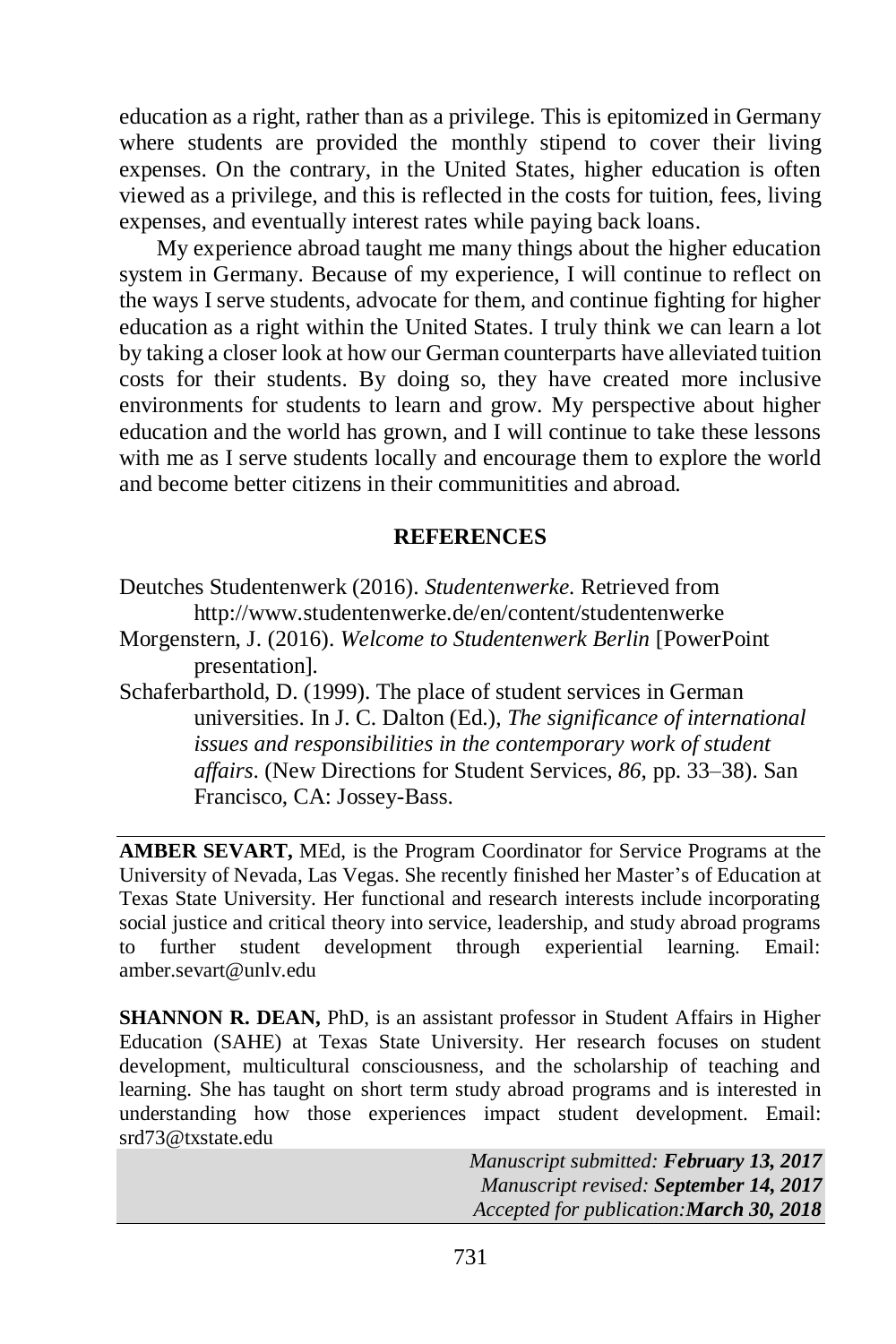education as a right, rather than as a privilege. This is epitomized in Germany where students are provided the monthly stipend to cover their living expenses. On the contrary, in the United States, higher education is often viewed as a privilege, and this is reflected in the costs for tuition, fees, living expenses, and eventually interest rates while paying back loans.

My experience abroad taught me many things about the higher education system in Germany. Because of my experience, I will continue to reflect on the ways I serve students, advocate for them, and continue fighting for higher education as a right within the United States. I truly think we can learn a lot by taking a closer look at how our German counterparts have alleviated tuition costs for their students. By doing so, they have created more inclusive environments for students to learn and grow. My perspective about higher education and the world has grown, and I will continue to take these lessons with me as I serve students locally and encourage them to explore the world and become better citizens in their communitities and abroad.

## REFERENCES

Deutches Studentenwerk (2016). *Studentenwerke.* Retrieved from http://www.studentenwerke.de/en/content/studentenwerke

Morgenstern, J. (2016). *Welcome to Studentenwerk Berlin* [PowerPoint presentation].

Schaferbarthold, D. (1999). The place of student services in German universities. In J. C. Dalton (Ed.), *The significance of international issues and responsibilities in the contemporary work of student affairs*. (New Directions for Student Services, *86*, pp. 33–38). San Francisco, CA: Jossey-Bass.

---

**AMBER SEVART,** MEd, is the Program Coordinator for Service Programs at the University of Nevada, Las Vegas. She recently finished her Master's of Education at Texas State University. Her functional and research interests include incorporating social justice and critical theory into service, leadership, and study abroad programs to further student development through experiential learning. Email: amber.sevart@unlv.edu

**SHANNON R. DEAN,** PhD, is an assistant professor in Student Affairs in Higher Education (SAHE) at Texas State University. Her research focuses on student development, multicultural consciousness, and the scholarship of teaching and learning. She has taught on short term study abroad programs and is interested in understanding how those experiences impact student development. Email: srd73@txstate.edu

*Manuscript submitted:* ***February 13, 2017***
*Manuscript revised:* ***September 14, 2017***
*Accepted for publication:* ***March 30, 2018***